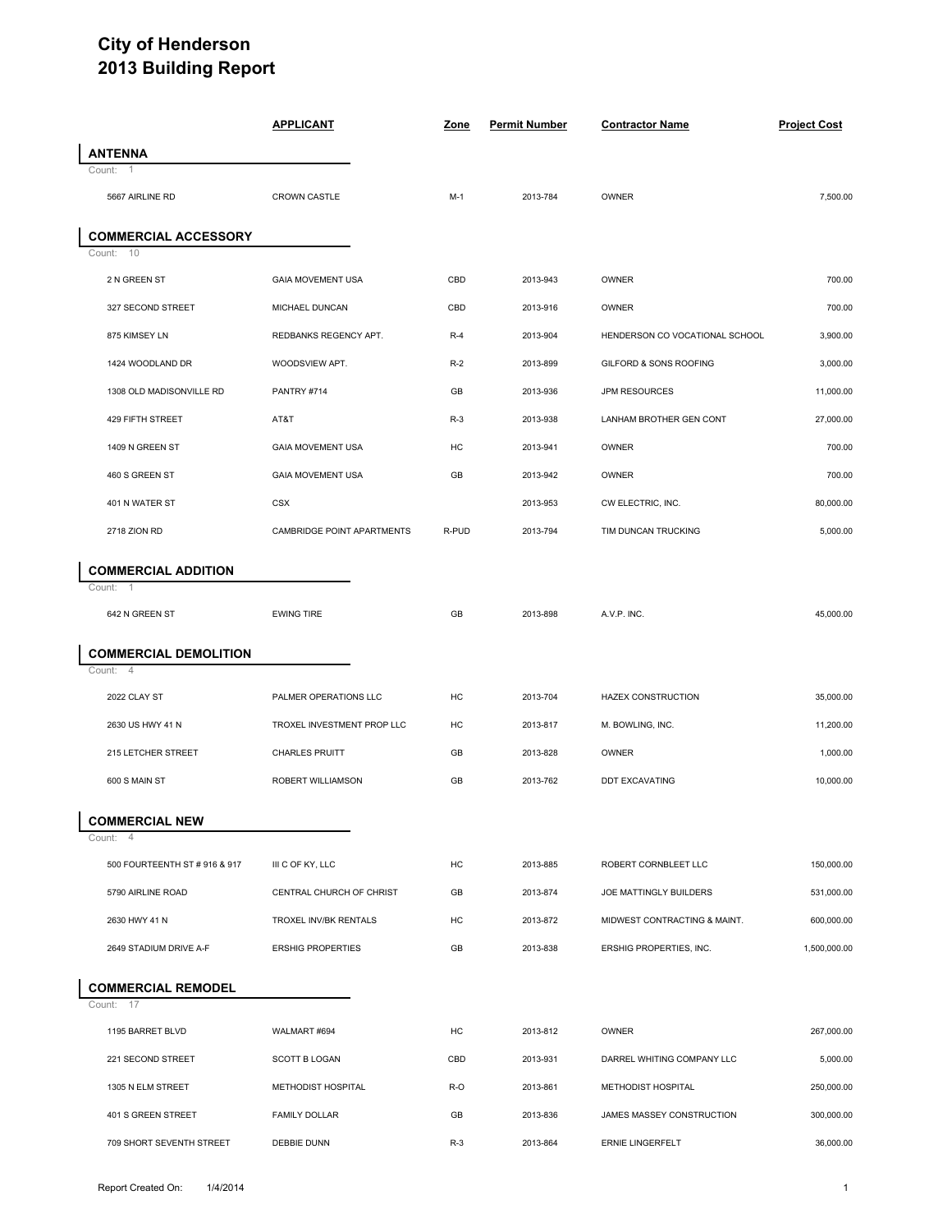# City of Henderson
# 2013 Building Report

| | APPLICANT | Zone | Permit Number | Contractor Name | Project Cost |
|---|---|---|---|---|---|
| **ANTENNA** | | | | | |
| Count: 1 | | | | | |
| 5667 AIRLINE RD | CROWN CASTLE | M-1 | 2013-784 | OWNER | 7,500.00 |
| **COMMERCIAL ACCESSORY** | | | | | |
| Count: 10 | | | | | |
| 2 N GREEN ST | GAIA MOVEMENT USA | CBD | 2013-943 | OWNER | 700.00 |
| 327 SECOND STREET | MICHAEL DUNCAN | CBD | 2013-916 | OWNER | 700.00 |
| 875 KIMSEY LN | REDBANKS REGENCY APT. | R-4 | 2013-904 | HENDERSON CO VOCATIONAL SCHOOL | 3,900.00 |
| 1424 WOODLAND DR | WOODSVIEW APT. | R-2 | 2013-899 | GILFORD & SONS ROOFING | 3,000.00 |
| 1308 OLD MADISONVILLE RD | PANTRY #714 | GB | 2013-936 | JPM RESOURCES | 11,000.00 |
| 429 FIFTH STREET | AT&T | R-3 | 2013-938 | LANHAM BROTHER GEN CONT | 27,000.00 |
| 1409 N GREEN ST | GAIA MOVEMENT USA | HC | 2013-941 | OWNER | 700.00 |
| 460 S GREEN ST | GAIA MOVEMENT USA | GB | 2013-942 | OWNER | 700.00 |
| 401 N WATER ST | CSX | | 2013-953 | CW ELECTRIC, INC. | 80,000.00 |
| 2718 ZION RD | CAMBRIDGE POINT APARTMENTS | R-PUD | 2013-794 | TIM DUNCAN TRUCKING | 5,000.00 |
| **COMMERCIAL ADDITION** | | | | | |
| Count: 1 | | | | | |
| 642 N GREEN ST | EWING TIRE | GB | 2013-898 | A.V.P. INC. | 45,000.00 |
| **COMMERCIAL DEMOLITION** | | | | | |
| Count: 4 | | | | | |
| 2022 CLAY ST | PALMER OPERATIONS LLC | HC | 2013-704 | HAZEX CONSTRUCTION | 35,000.00 |
| 2630 US HWY 41 N | TROXEL INVESTMENT PROP LLC | HC | 2013-817 | M. BOWLING, INC. | 11,200.00 |
| 215 LETCHER STREET | CHARLES PRUITT | GB | 2013-828 | OWNER | 1,000.00 |
| 600 S MAIN ST | ROBERT WILLIAMSON | GB | 2013-762 | DDT EXCAVATING | 10,000.00 |
| **COMMERCIAL NEW** | | | | | |
| Count: 4 | | | | | |
| 500 FOURTEENTH ST # 916 & 917 | III C OF KY, LLC | HC | 2013-885 | ROBERT CORNBLEET LLC | 150,000.00 |
| 5790 AIRLINE ROAD | CENTRAL CHURCH OF CHRIST | GB | 2013-874 | JOE MATTINGLY BUILDERS | 531,000.00 |
| 2630 HWY 41 N | TROXEL INV/BK RENTALS | HC | 2013-872 | MIDWEST CONTRACTING & MAINT. | 600,000.00 |
| 2649 STADIUM DRIVE A-F | ERSHIG PROPERTIES | GB | 2013-838 | ERSHIG PROPERTIES, INC. | 1,500,000.00 |
| **COMMERCIAL REMODEL** | | | | | |
| Count: 17 | | | | | |
| 1195 BARRET BLVD | WALMART #694 | HC | 2013-812 | OWNER | 267,000.00 |
| 221 SECOND STREET | SCOTT B LOGAN | CBD | 2013-931 | DARREL WHITING COMPANY LLC | 5,000.00 |
| 1305 N ELM STREET | METHODIST HOSPITAL | R-O | 2013-861 | METHODIST HOSPITAL | 250,000.00 |
| 401 S GREEN STREET | FAMILY DOLLAR | GB | 2013-836 | JAMES MASSEY CONSTRUCTION | 300,000.00 |
| 709 SHORT SEVENTH STREET | DEBBIE DUNN | R-3 | 2013-864 | ERNIE LINGERFELT | 36,000.00 |

Report Created On: 1/4/2014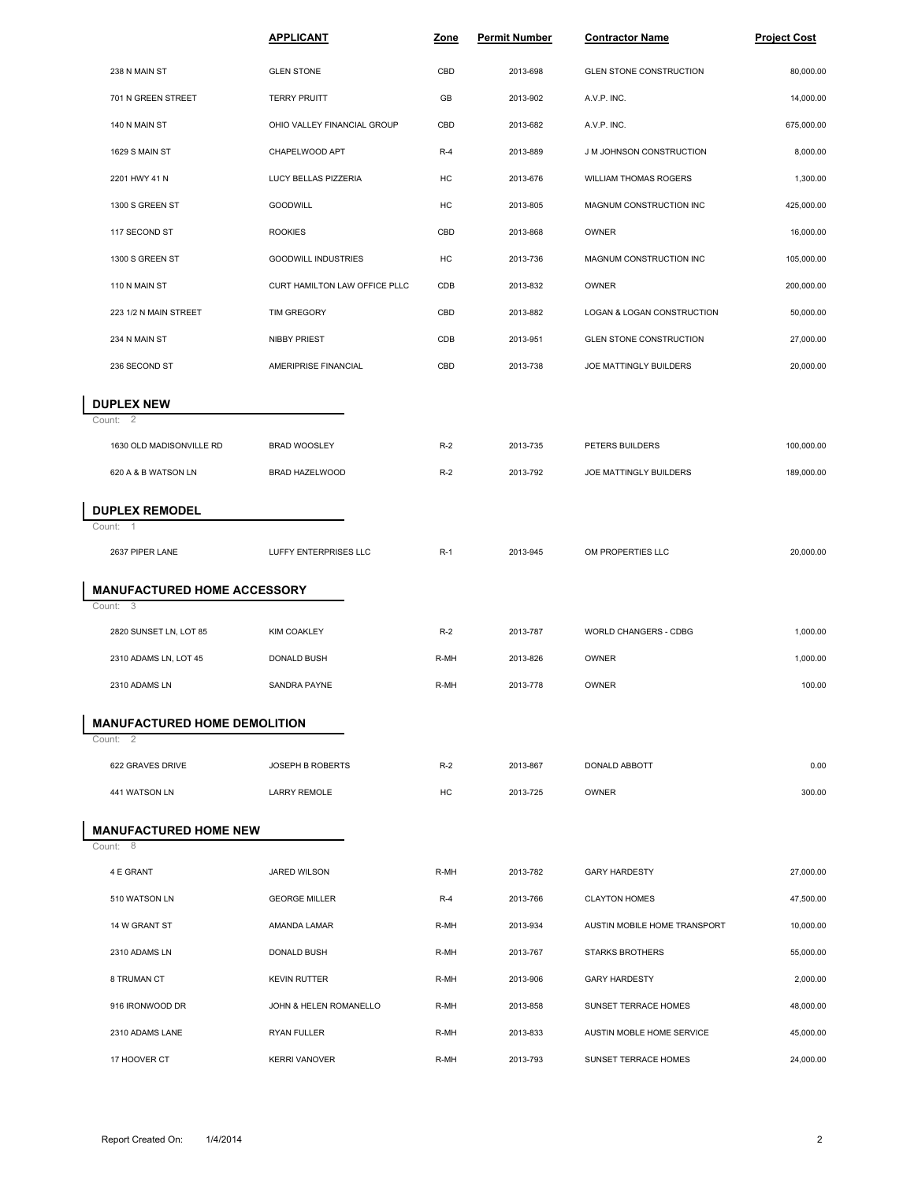| | APPLICANT | Zone | Permit Number | Contractor Name | Project Cost |
|---|---|---|---|---|---|
| 238 N MAIN ST | GLEN STONE | CBD | 2013-698 | GLEN STONE CONSTRUCTION | 80,000.00 |
| 701 N GREEN STREET | TERRY PRUITT | GB | 2013-902 | A.V.P. INC. | 14,000.00 |
| 140 N MAIN ST | OHIO VALLEY FINANCIAL GROUP | CBD | 2013-682 | A.V.P. INC. | 675,000.00 |
| 1629 S MAIN ST | CHAPELWOOD APT | R-4 | 2013-889 | J M JOHNSON CONSTRUCTION | 8,000.00 |
| 2201 HWY 41 N | LUCY BELLAS PIZZERIA | HC | 2013-676 | WILLIAM THOMAS ROGERS | 1,300.00 |
| 1300 S GREEN ST | GOODWILL | HC | 2013-805 | MAGNUM CONSTRUCTION INC | 425,000.00 |
| 117 SECOND ST | ROOKIES | CBD | 2013-868 | OWNER | 16,000.00 |
| 1300 S GREEN ST | GOODWILL INDUSTRIES | HC | 2013-736 | MAGNUM CONSTRUCTION INC | 105,000.00 |
| 110 N MAIN ST | CURT HAMILTON LAW OFFICE PLLC | CDB | 2013-832 | OWNER | 200,000.00 |
| 223 1/2 N MAIN STREET | TIM GREGORY | CBD | 2013-882 | LOGAN & LOGAN CONSTRUCTION | 50,000.00 |
| 234 N MAIN ST | NIBBY PRIEST | CDB | 2013-951 | GLEN STONE CONSTRUCTION | 27,000.00 |
| 236 SECOND ST | AMERIPRISE FINANCIAL | CBD | 2013-738 | JOE MATTINGLY BUILDERS | 20,000.00 |

## DUPLEX NEW

Count: 2

| | APPLICANT | Zone | Permit Number | Contractor Name | Project Cost |
|---|---|---|---|---|---|
| 1630 OLD MADISONVILLE RD | BRAD WOOSLEY | R-2 | 2013-735 | PETERS BUILDERS | 100,000.00 |
| 620 A & B WATSON LN | BRAD HAZELWOOD | R-2 | 2013-792 | JOE MATTINGLY BUILDERS | 189,000.00 |

## DUPLEX REMODEL

Count: 1

| | APPLICANT | Zone | Permit Number | Contractor Name | Project Cost |
|---|---|---|---|---|---|
| 2637 PIPER LANE | LUFFY ENTERPRISES LLC | R-1 | 2013-945 | OM PROPERTIES LLC | 20,000.00 |

## MANUFACTURED HOME ACCESSORY

Count: 3

| | APPLICANT | Zone | Permit Number | Contractor Name | Project Cost |
|---|---|---|---|---|---|
| 2820 SUNSET LN, LOT 85 | KIM COAKLEY | R-2 | 2013-787 | WORLD CHANGERS - CDBG | 1,000.00 |
| 2310 ADAMS LN, LOT 45 | DONALD BUSH | R-MH | 2013-826 | OWNER | 1,000.00 |
| 2310 ADAMS LN | SANDRA PAYNE | R-MH | 2013-778 | OWNER | 100.00 |

## MANUFACTURED HOME DEMOLITION

Count: 2

| | APPLICANT | Zone | Permit Number | Contractor Name | Project Cost |
|---|---|---|---|---|---|
| 622 GRAVES DRIVE | JOSEPH B ROBERTS | R-2 | 2013-867 | DONALD ABBOTT | 0.00 |
| 441 WATSON LN | LARRY REMOLE | HC | 2013-725 | OWNER | 300.00 |

## MANUFACTURED HOME NEW

Count: 8

| | APPLICANT | Zone | Permit Number | Contractor Name | Project Cost |
|---|---|---|---|---|---|
| 4 E GRANT | JARED WILSON | R-MH | 2013-782 | GARY HARDESTY | 27,000.00 |
| 510 WATSON LN | GEORGE MILLER | R-4 | 2013-766 | CLAYTON HOMES | 47,500.00 |
| 14 W GRANT ST | AMANDA LAMAR | R-MH | 2013-934 | AUSTIN MOBILE HOME TRANSPORT | 10,000.00 |
| 2310 ADAMS LN | DONALD BUSH | R-MH | 2013-767 | STARKS BROTHERS | 55,000.00 |
| 8 TRUMAN CT | KEVIN RUTTER | R-MH | 2013-906 | GARY HARDESTY | 2,000.00 |
| 916 IRONWOOD DR | JOHN & HELEN ROMANELLO | R-MH | 2013-858 | SUNSET TERRACE HOMES | 48,000.00 |
| 2310 ADAMS LANE | RYAN FULLER | R-MH | 2013-833 | AUSTIN MOBLE HOME SERVICE | 45,000.00 |
| 17 HOOVER CT | KERRI VANOVER | R-MH | 2013-793 | SUNSET TERRACE HOMES | 24,000.00 |

Report Created On: 1/4/2014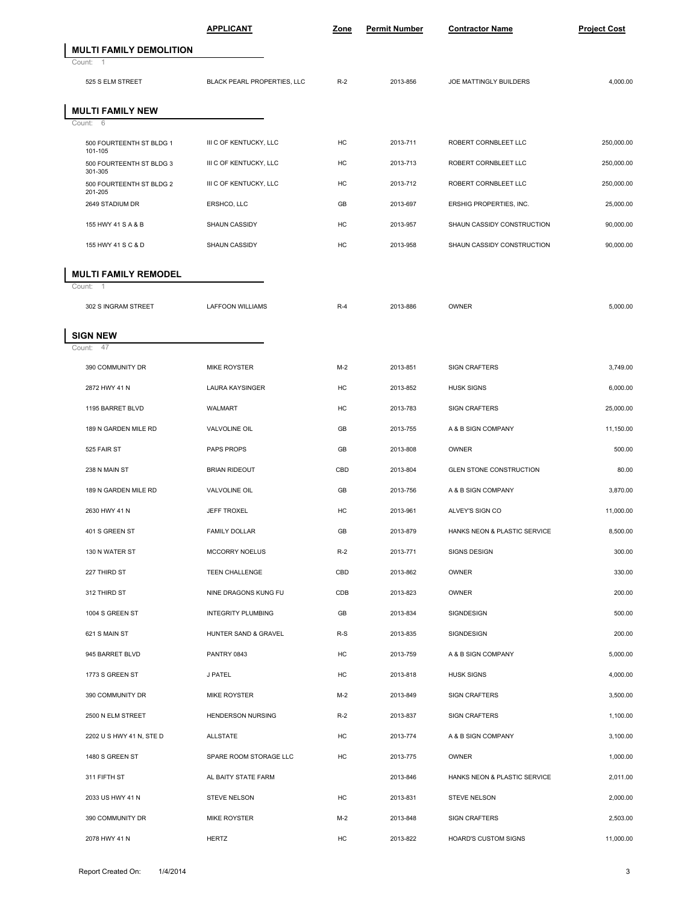| | APPLICANT | Zone | Permit Number | Contractor Name | Project Cost |
|---|---|---|---|---|---|

## MULTI FAMILY DEMOLITION

Count: 1

| | APPLICANT | Zone | Permit Number | Contractor Name | Project Cost |
|---|---|---|---|---|---|
| 525 S ELM STREET | BLACK PEARL PROPERTIES, LLC | R-2 | 2013-856 | JOE MATTINGLY BUILDERS | 4,000.00 |

## MULTI FAMILY NEW

Count: 6

| | APPLICANT | Zone | Permit Number | Contractor Name | Project Cost |
|---|---|---|---|---|---|
| 500 FOURTEENTH ST BLDG 1 101-105 | III C OF KENTUCKY, LLC | HC | 2013-711 | ROBERT CORNBLEET LLC | 250,000.00 |
| 500 FOURTEENTH ST BLDG 3 301-305 | III C OF KENTUCKY, LLC | HC | 2013-713 | ROBERT CORNBLEET LLC | 250,000.00 |
| 500 FOURTEENTH ST BLDG 2 201-205 | III C OF KENTUCKY, LLC | HC | 2013-712 | ROBERT CORNBLEET LLC | 250,000.00 |
| 2649 STADIUM DR | ERSHCO, LLC | GB | 2013-697 | ERSHIG PROPERTIES, INC. | 25,000.00 |
| 155 HWY 41 S A & B | SHAUN CASSIDY | HC | 2013-957 | SHAUN CASSIDY CONSTRUCTION | 90,000.00 |
| 155 HWY 41 S C & D | SHAUN CASSIDY | HC | 2013-958 | SHAUN CASSIDY CONSTRUCTION | 90,000.00 |

## MULTI FAMILY REMODEL

Count: 1

| | APPLICANT | Zone | Permit Number | Contractor Name | Project Cost |
|---|---|---|---|---|---|
| 302 S INGRAM STREET | LAFFOON WILLIAMS | R-4 | 2013-886 | OWNER | 5,000.00 |

## SIGN NEW

Count: 47

| | APPLICANT | Zone | Permit Number | Contractor Name | Project Cost |
|---|---|---|---|---|---|
| 390 COMMUNITY DR | MIKE ROYSTER | M-2 | 2013-851 | SIGN CRAFTERS | 3,749.00 |
| 2872 HWY 41 N | LAURA KAYSINGER | HC | 2013-852 | HUSK SIGNS | 6,000.00 |
| 1195 BARRET BLVD | WALMART | HC | 2013-783 | SIGN CRAFTERS | 25,000.00 |
| 189 N GARDEN MILE RD | VALVOLINE OIL | GB | 2013-755 | A & B SIGN COMPANY | 11,150.00 |
| 525 FAIR ST | PAPS PROPS | GB | 2013-808 | OWNER | 500.00 |
| 238 N MAIN ST | BRIAN RIDEOUT | CBD | 2013-804 | GLEN STONE CONSTRUCTION | 80.00 |
| 189 N GARDEN MILE RD | VALVOLINE OIL | GB | 2013-756 | A & B SIGN COMPANY | 3,870.00 |
| 2630 HWY 41 N | JEFF TROXEL | HC | 2013-961 | ALVEY'S SIGN CO | 11,000.00 |
| 401 S GREEN ST | FAMILY DOLLAR | GB | 2013-879 | HANKS NEON & PLASTIC SERVICE | 8,500.00 |
| 130 N WATER ST | MCCORRY NOELUS | R-2 | 2013-771 | SIGNS DESIGN | 300.00 |
| 227 THIRD ST | TEEN CHALLENGE | CBD | 2013-862 | OWNER | 330.00 |
| 312 THIRD ST | NINE DRAGONS KUNG FU | CDB | 2013-823 | OWNER | 200.00 |
| 1004 S GREEN ST | INTEGRITY PLUMBING | GB | 2013-834 | SIGNDESIGN | 500.00 |
| 621 S MAIN ST | HUNTER SAND & GRAVEL | R-S | 2013-835 | SIGNDESIGN | 200.00 |
| 945 BARRET BLVD | PANTRY 0843 | HC | 2013-759 | A & B SIGN COMPANY | 5,000.00 |
| 1773 S GREEN ST | J PATEL | HC | 2013-818 | HUSK SIGNS | 4,000.00 |
| 390 COMMUNITY DR | MIKE ROYSTER | M-2 | 2013-849 | SIGN CRAFTERS | 3,500.00 |
| 2500 N ELM STREET | HENDERSON NURSING | R-2 | 2013-837 | SIGN CRAFTERS | 1,100.00 |
| 2202 U S HWY 41 N, STE D | ALLSTATE | HC | 2013-774 | A & B SIGN COMPANY | 3,100.00 |
| 1480 S GREEN ST | SPARE ROOM STORAGE LLC | HC | 2013-775 | OWNER | 1,000.00 |
| 311 FIFTH ST | AL BAITY STATE FARM | | 2013-846 | HANKS NEON & PLASTIC SERVICE | 2,011.00 |
| 2033 US HWY 41 N | STEVE NELSON | HC | 2013-831 | STEVE NELSON | 2,000.00 |
| 390 COMMUNITY DR | MIKE ROYSTER | M-2 | 2013-848 | SIGN CRAFTERS | 2,503.00 |
| 2078 HWY 41 N | HERTZ | HC | 2013-822 | HOARD'S CUSTOM SIGNS | 11,000.00 |

Report Created On: 1/4/2014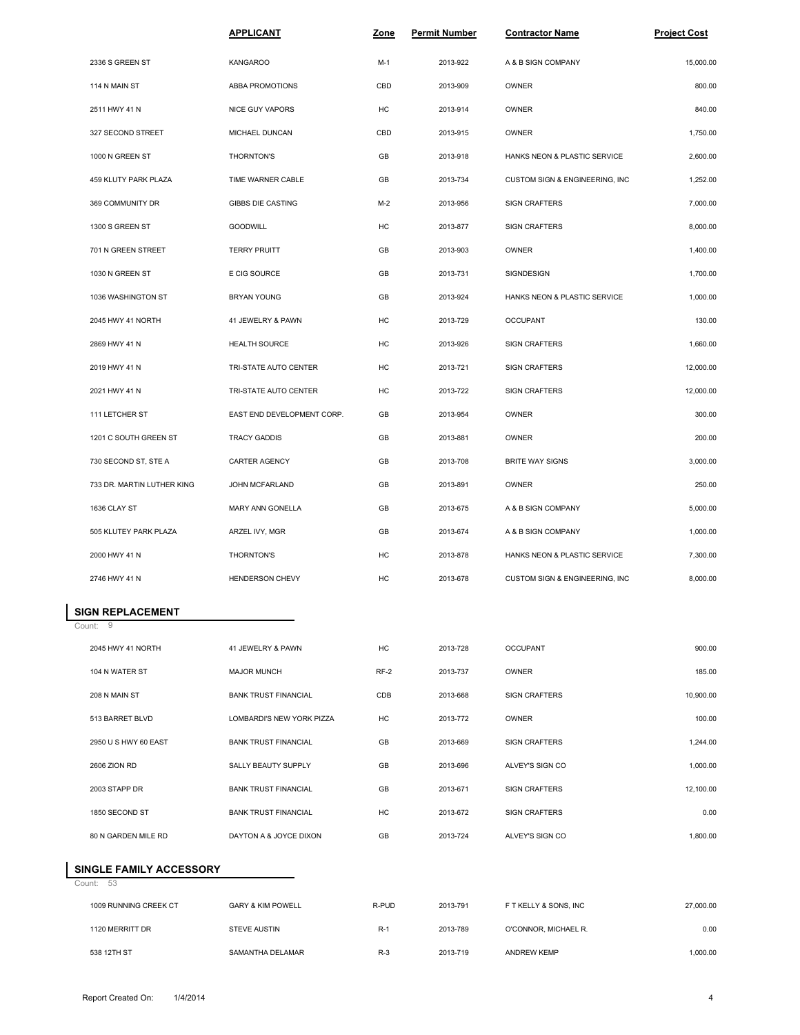| | APPLICANT | Zone | Permit Number | Contractor Name | Project Cost |
|---|---|---|---|---|---|
| 2336 S GREEN ST | KANGAROO | M-1 | 2013-922 | A & B SIGN COMPANY | 15,000.00 |
| 114 N MAIN ST | ABBA PROMOTIONS | CBD | 2013-909 | OWNER | 800.00 |
| 2511 HWY 41 N | NICE GUY VAPORS | HC | 2013-914 | OWNER | 840.00 |
| 327 SECOND STREET | MICHAEL DUNCAN | CBD | 2013-915 | OWNER | 1,750.00 |
| 1000 N GREEN ST | THORNTON'S | GB | 2013-918 | HANKS NEON & PLASTIC SERVICE | 2,600.00 |
| 459 KLUTY PARK PLAZA | TIME WARNER CABLE | GB | 2013-734 | CUSTOM SIGN & ENGINEERING, INC | 1,252.00 |
| 369 COMMUNITY DR | GIBBS DIE CASTING | M-2 | 2013-956 | SIGN CRAFTERS | 7,000.00 |
| 1300 S GREEN ST | GOODWILL | HC | 2013-877 | SIGN CRAFTERS | 8,000.00 |
| 701 N GREEN STREET | TERRY PRUITT | GB | 2013-903 | OWNER | 1,400.00 |
| 1030 N GREEN ST | E CIG SOURCE | GB | 2013-731 | SIGNDESIGN | 1,700.00 |
| 1036 WASHINGTON ST | BRYAN YOUNG | GB | 2013-924 | HANKS NEON & PLASTIC SERVICE | 1,000.00 |
| 2045 HWY 41 NORTH | 41 JEWELRY & PAWN | HC | 2013-729 | OCCUPANT | 130.00 |
| 2869 HWY 41 N | HEALTH SOURCE | HC | 2013-926 | SIGN CRAFTERS | 1,660.00 |
| 2019 HWY 41 N | TRI-STATE AUTO CENTER | HC | 2013-721 | SIGN CRAFTERS | 12,000.00 |
| 2021 HWY 41 N | TRI-STATE AUTO CENTER | HC | 2013-722 | SIGN CRAFTERS | 12,000.00 |
| 111 LETCHER ST | EAST END DEVELOPMENT CORP. | GB | 2013-954 | OWNER | 300.00 |
| 1201 C SOUTH GREEN ST | TRACY GADDIS | GB | 2013-881 | OWNER | 200.00 |
| 730 SECOND ST, STE A | CARTER AGENCY | GB | 2013-708 | BRITE WAY SIGNS | 3,000.00 |
| 733 DR. MARTIN LUTHER KING | JOHN MCFARLAND | GB | 2013-891 | OWNER | 250.00 |
| 1636 CLAY ST | MARY ANN GONELLA | GB | 2013-675 | A & B SIGN COMPANY | 5,000.00 |
| 505 KLUTEY PARK PLAZA | ARZEL IVY, MGR | GB | 2013-674 | A & B SIGN COMPANY | 1,000.00 |
| 2000 HWY 41 N | THORNTON'S | HC | 2013-878 | HANKS NEON & PLASTIC SERVICE | 7,300.00 |
| 2746 HWY 41 N | HENDERSON CHEVY | HC | 2013-678 | CUSTOM SIGN & ENGINEERING, INC | 8,000.00 |

## SIGN REPLACEMENT

Count: 9

| | APPLICANT | Zone | Permit Number | Contractor Name | Project Cost |
|---|---|---|---|---|---|
| 2045 HWY 41 NORTH | 41 JEWELRY & PAWN | HC | 2013-728 | OCCUPANT | 900.00 |
| 104 N WATER ST | MAJOR MUNCH | RF-2 | 2013-737 | OWNER | 185.00 |
| 208 N MAIN ST | BANK TRUST FINANCIAL | CDB | 2013-668 | SIGN CRAFTERS | 10,900.00 |
| 513 BARRET BLVD | LOMBARDI'S NEW YORK PIZZA | HC | 2013-772 | OWNER | 100.00 |
| 2950 U S HWY 60 EAST | BANK TRUST FINANCIAL | GB | 2013-669 | SIGN CRAFTERS | 1,244.00 |
| 2606 ZION RD | SALLY BEAUTY SUPPLY | GB | 2013-696 | ALVEY'S SIGN CO | 1,000.00 |
| 2003 STAPP DR | BANK TRUST FINANCIAL | GB | 2013-671 | SIGN CRAFTERS | 12,100.00 |
| 1850 SECOND ST | BANK TRUST FINANCIAL | HC | 2013-672 | SIGN CRAFTERS | 0.00 |
| 80 N GARDEN MILE RD | DAYTON A & JOYCE DIXON | GB | 2013-724 | ALVEY'S SIGN CO | 1,800.00 |

## SINGLE FAMILY ACCESSORY

Count: 53

| | APPLICANT | Zone | Permit Number | Contractor Name | Project Cost |
|---|---|---|---|---|---|
| 1009 RUNNING CREEK CT | GARY & KIM POWELL | R-PUD | 2013-791 | F T KELLY & SONS, INC | 27,000.00 |
| 1120 MERRITT DR | STEVE AUSTIN | R-1 | 2013-789 | O'CONNOR, MICHAEL R. | 0.00 |
| 538 12TH ST | SAMANTHA DELAMAR | R-3 | 2013-719 | ANDREW KEMP | 1,000.00 |

Report Created On: 1/4/2014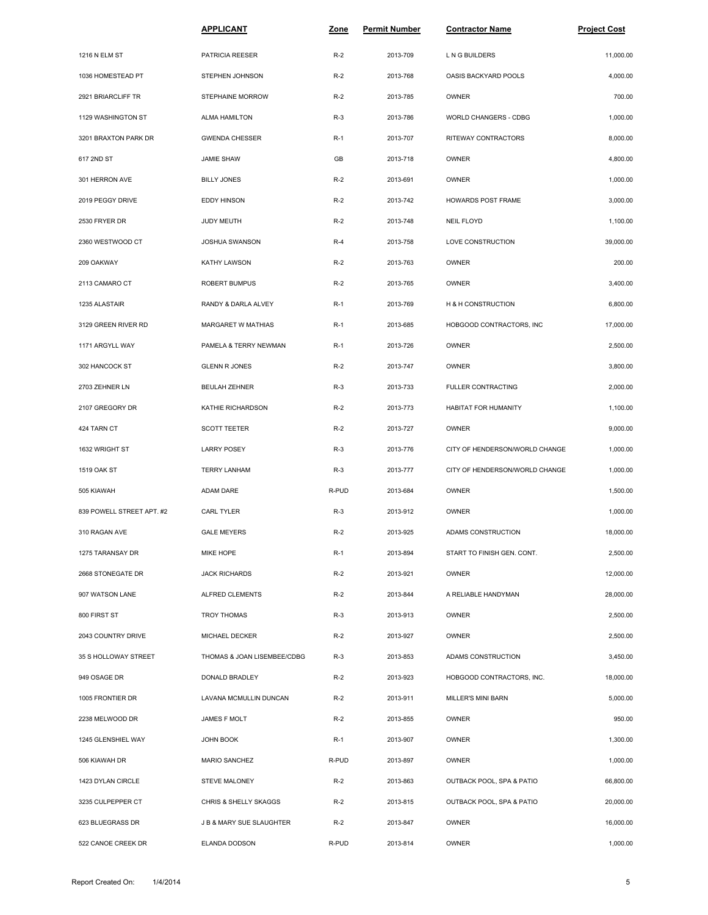| | APPLICANT | Zone | Permit Number | Contractor Name | Project Cost |
|---|---|---|---|---|---|
| 1216 N ELM ST | PATRICIA REESER | R-2 | 2013-709 | L N G BUILDERS | 11,000.00 |
| 1036 HOMESTEAD PT | STEPHEN JOHNSON | R-2 | 2013-768 | OASIS BACKYARD POOLS | 4,000.00 |
| 2921 BRIARCLIFF TR | STEPHAINE MORROW | R-2 | 2013-785 | OWNER | 700.00 |
| 1129 WASHINGTON ST | ALMA HAMILTON | R-3 | 2013-786 | WORLD CHANGERS - CDBG | 1,000.00 |
| 3201 BRAXTON PARK DR | GWENDA CHESSER | R-1 | 2013-707 | RITEWAY CONTRACTORS | 8,000.00 |
| 617 2ND ST | JAMIE SHAW | GB | 2013-718 | OWNER | 4,800.00 |
| 301 HERRON AVE | BILLY JONES | R-2 | 2013-691 | OWNER | 1,000.00 |
| 2019 PEGGY DRIVE | EDDY HINSON | R-2 | 2013-742 | HOWARDS POST FRAME | 3,000.00 |
| 2530 FRYER DR | JUDY MEUTH | R-2 | 2013-748 | NEIL FLOYD | 1,100.00 |
| 2360 WESTWOOD CT | JOSHUA SWANSON | R-4 | 2013-758 | LOVE CONSTRUCTION | 39,000.00 |
| 209 OAKWAY | KATHY LAWSON | R-2 | 2013-763 | OWNER | 200.00 |
| 2113 CAMARO CT | ROBERT BUMPUS | R-2 | 2013-765 | OWNER | 3,400.00 |
| 1235 ALASTAIR | RANDY & DARLA ALVEY | R-1 | 2013-769 | H & H CONSTRUCTION | 6,800.00 |
| 3129 GREEN RIVER RD | MARGARET W MATHIAS | R-1 | 2013-685 | HOBGOOD CONTRACTORS, INC | 17,000.00 |
| 1171 ARGYLL WAY | PAMELA & TERRY NEWMAN | R-1 | 2013-726 | OWNER | 2,500.00 |
| 302 HANCOCK ST | GLENN R JONES | R-2 | 2013-747 | OWNER | 3,800.00 |
| 2703 ZEHNER LN | BEULAH ZEHNER | R-3 | 2013-733 | FULLER CONTRACTING | 2,000.00 |
| 2107 GREGORY DR | KATHIE RICHARDSON | R-2 | 2013-773 | HABITAT FOR HUMANITY | 1,100.00 |
| 424 TARN CT | SCOTT TEETER | R-2 | 2013-727 | OWNER | 9,000.00 |
| 1632 WRIGHT ST | LARRY POSEY | R-3 | 2013-776 | CITY OF HENDERSON/WORLD CHANGE | 1,000.00 |
| 1519 OAK ST | TERRY LANHAM | R-3 | 2013-777 | CITY OF HENDERSON/WORLD CHANGE | 1,000.00 |
| 505 KIAWAH | ADAM DARE | R-PUD | 2013-684 | OWNER | 1,500.00 |
| 839 POWELL STREET APT. #2 | CARL TYLER | R-3 | 2013-912 | OWNER | 1,000.00 |
| 310 RAGAN AVE | GALE MEYERS | R-2 | 2013-925 | ADAMS CONSTRUCTION | 18,000.00 |
| 1275 TARANSAY DR | MIKE HOPE | R-1 | 2013-894 | START TO FINISH GEN. CONT. | 2,500.00 |
| 2668 STONEGATE DR | JACK RICHARDS | R-2 | 2013-921 | OWNER | 12,000.00 |
| 907 WATSON LANE | ALFRED CLEMENTS | R-2 | 2013-844 | A RELIABLE HANDYMAN | 28,000.00 |
| 800 FIRST ST | TROY THOMAS | R-3 | 2013-913 | OWNER | 2,500.00 |
| 2043 COUNTRY DRIVE | MICHAEL DECKER | R-2 | 2013-927 | OWNER | 2,500.00 |
| 35 S HOLLOWAY STREET | THOMAS & JOAN LISEMBEE/CDBG | R-3 | 2013-853 | ADAMS CONSTRUCTION | 3,450.00 |
| 949 OSAGE DR | DONALD BRADLEY | R-2 | 2013-923 | HOBGOOD CONTRACTORS, INC. | 18,000.00 |
| 1005 FRONTIER DR | LAVANA MCMULLIN DUNCAN | R-2 | 2013-911 | MILLER'S MINI BARN | 5,000.00 |
| 2238 MELWOOD DR | JAMES F MOLT | R-2 | 2013-855 | OWNER | 950.00 |
| 1245 GLENSHIEL WAY | JOHN BOOK | R-1 | 2013-907 | OWNER | 1,300.00 |
| 506 KIAWAH DR | MARIO SANCHEZ | R-PUD | 2013-897 | OWNER | 1,000.00 |
| 1423 DYLAN CIRCLE | STEVE MALONEY | R-2 | 2013-863 | OUTBACK POOL, SPA & PATIO | 66,800.00 |
| 3235 CULPEPPER CT | CHRIS & SHELLY SKAGGS | R-2 | 2013-815 | OUTBACK POOL, SPA & PATIO | 20,000.00 |
| 623 BLUEGRASS DR | J B & MARY SUE SLAUGHTER | R-2 | 2013-847 | OWNER | 16,000.00 |
| 522 CANOE CREEK DR | ELANDA DODSON | R-PUD | 2013-814 | OWNER | 1,000.00 |

Report Created On: 1/4/2014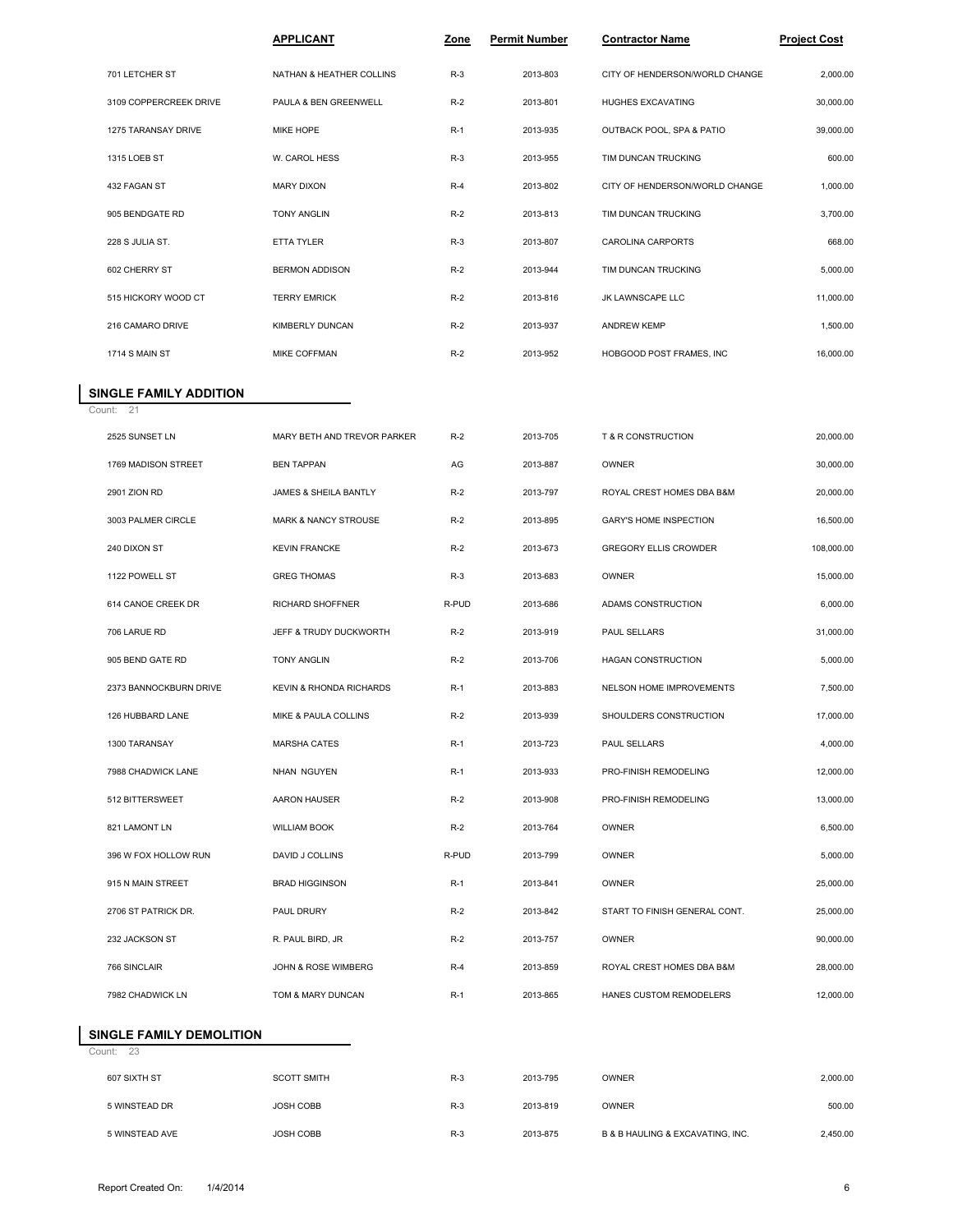| | APPLICANT | Zone | Permit Number | Contractor Name | Project Cost |
|---|---|---|---|---|---|
| 701 LETCHER ST | NATHAN & HEATHER COLLINS | R-3 | 2013-803 | CITY OF HENDERSON/WORLD CHANGE | 2,000.00 |
| 3109 COPPERCREEK DRIVE | PAULA & BEN GREENWELL | R-2 | 2013-801 | HUGHES EXCAVATING | 30,000.00 |
| 1275 TARANSAY DRIVE | MIKE HOPE | R-1 | 2013-935 | OUTBACK POOL, SPA & PATIO | 39,000.00 |
| 1315 LOEB ST | W. CAROL HESS | R-3 | 2013-955 | TIM DUNCAN TRUCKING | 600.00 |
| 432 FAGAN ST | MARY DIXON | R-4 | 2013-802 | CITY OF HENDERSON/WORLD CHANGE | 1,000.00 |
| 905 BENDGATE RD | TONY ANGLIN | R-2 | 2013-813 | TIM DUNCAN TRUCKING | 3,700.00 |
| 228 S JULIA ST. | ETTA TYLER | R-3 | 2013-807 | CAROLINA CARPORTS | 668.00 |
| 602 CHERRY ST | BERMON ADDISON | R-2 | 2013-944 | TIM DUNCAN TRUCKING | 5,000.00 |
| 515 HICKORY WOOD CT | TERRY EMRICK | R-2 | 2013-816 | JK LAWNSCAPE LLC | 11,000.00 |
| 216 CAMARO DRIVE | KIMBERLY DUNCAN | R-2 | 2013-937 | ANDREW KEMP | 1,500.00 |
| 1714 S MAIN ST | MIKE COFFMAN | R-2 | 2013-952 | HOBGOOD POST FRAMES, INC | 16,000.00 |

## SINGLE FAMILY ADDITION

Count: 21

| | APPLICANT | Zone | Permit Number | Contractor Name | Project Cost |
|---|---|---|---|---|---|
| 2525 SUNSET LN | MARY BETH AND TREVOR PARKER | R-2 | 2013-705 | T & R CONSTRUCTION | 20,000.00 |
| 1769 MADISON STREET | BEN TAPPAN | AG | 2013-887 | OWNER | 30,000.00 |
| 2901 ZION RD | JAMES & SHEILA BANTLY | R-2 | 2013-797 | ROYAL CREST HOMES DBA B&M | 20,000.00 |
| 3003 PALMER CIRCLE | MARK & NANCY STROUSE | R-2 | 2013-895 | GARY'S HOME INSPECTION | 16,500.00 |
| 240 DIXON ST | KEVIN FRANCKE | R-2 | 2013-673 | GREGORY ELLIS CROWDER | 108,000.00 |
| 1122 POWELL ST | GREG THOMAS | R-3 | 2013-683 | OWNER | 15,000.00 |
| 614 CANOE CREEK DR | RICHARD SHOFFNER | R-PUD | 2013-686 | ADAMS CONSTRUCTION | 6,000.00 |
| 706 LARUE RD | JEFF & TRUDY DUCKWORTH | R-2 | 2013-919 | PAUL SELLARS | 31,000.00 |
| 905 BEND GATE RD | TONY ANGLIN | R-2 | 2013-706 | HAGAN CONSTRUCTION | 5,000.00 |
| 2373 BANNOCKBURN DRIVE | KEVIN & RHONDA RICHARDS | R-1 | 2013-883 | NELSON HOME IMPROVEMENTS | 7,500.00 |
| 126 HUBBARD LANE | MIKE & PAULA COLLINS | R-2 | 2013-939 | SHOULDERS CONSTRUCTION | 17,000.00 |
| 1300 TARANSAY | MARSHA CATES | R-1 | 2013-723 | PAUL SELLARS | 4,000.00 |
| 7988 CHADWICK LANE | NHAN NGUYEN | R-1 | 2013-933 | PRO-FINISH REMODELING | 12,000.00 |
| 512 BITTERSWEET | AARON HAUSER | R-2 | 2013-908 | PRO-FINISH REMODELING | 13,000.00 |
| 821 LAMONT LN | WILLIAM BOOK | R-2 | 2013-764 | OWNER | 6,500.00 |
| 396 W FOX HOLLOW RUN | DAVID J COLLINS | R-PUD | 2013-799 | OWNER | 5,000.00 |
| 915 N MAIN STREET | BRAD HIGGINSON | R-1 | 2013-841 | OWNER | 25,000.00 |
| 2706 ST PATRICK DR. | PAUL DRURY | R-2 | 2013-842 | START TO FINISH GENERAL CONT. | 25,000.00 |
| 232 JACKSON ST | R. PAUL BIRD, JR | R-2 | 2013-757 | OWNER | 90,000.00 |
| 766 SINCLAIR | JOHN & ROSE WIMBERG | R-4 | 2013-859 | ROYAL CREST HOMES DBA B&M | 28,000.00 |
| 7982 CHADWICK LN | TOM & MARY DUNCAN | R-1 | 2013-865 | HANES CUSTOM REMODELERS | 12,000.00 |

## SINGLE FAMILY DEMOLITION

Count: 23

| | APPLICANT | Zone | Permit Number | Contractor Name | Project Cost |
|---|---|---|---|---|---|
| 607 SIXTH ST | SCOTT SMITH | R-3 | 2013-795 | OWNER | 2,000.00 |
| 5 WINSTEAD DR | JOSH COBB | R-3 | 2013-819 | OWNER | 500.00 |
| 5 WINSTEAD AVE | JOSH COBB | R-3 | 2013-875 | B & B HAULING & EXCAVATING, INC. | 2,450.00 |

Report Created On: 1/4/2014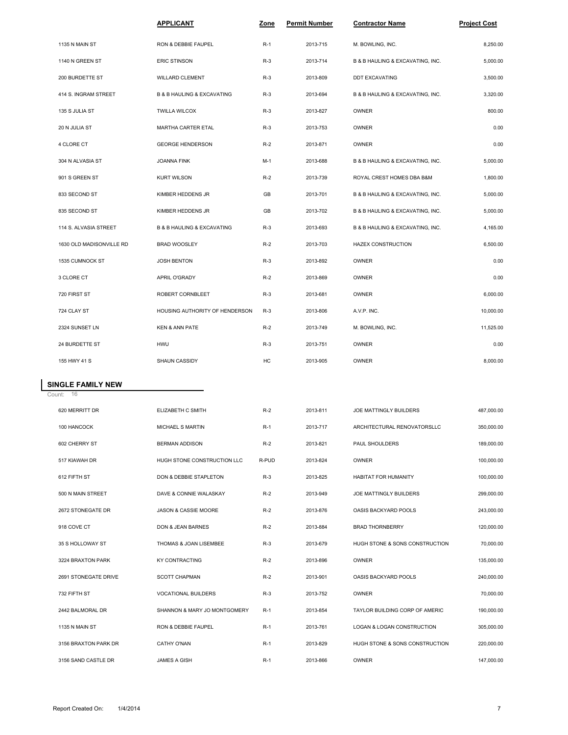| | APPLICANT | Zone | Permit Number | Contractor Name | Project Cost |
|---|---|---|---|---|---|
| 1135 N MAIN ST | RON & DEBBIE FAUPEL | R-1 | 2013-715 | M. BOWLING, INC. | 8,250.00 |
| 1140 N GREEN ST | ERIC STINSON | R-3 | 2013-714 | B & B HAULING & EXCAVATING, INC. | 5,000.00 |
| 200 BURDETTE ST | WILLARD CLEMENT | R-3 | 2013-809 | DDT EXCAVATING | 3,500.00 |
| 414 S. INGRAM STREET | B & B HAULING & EXCAVATING | R-3 | 2013-694 | B & B HAULING & EXCAVATING, INC. | 3,320.00 |
| 135 S JULIA ST | TWILLA WILCOX | R-3 | 2013-827 | OWNER | 800.00 |
| 20 N JULIA ST | MARTHA CARTER ETAL | R-3 | 2013-753 | OWNER | 0.00 |
| 4 CLORE CT | GEORGE HENDERSON | R-2 | 2013-871 | OWNER | 0.00 |
| 304 N ALVASIA ST | JOANNA FINK | M-1 | 2013-688 | B & B HAULING & EXCAVATING, INC. | 5,000.00 |
| 901 S GREEN ST | KURT WILSON | R-2 | 2013-739 | ROYAL CREST HOMES DBA B&M | 1,800.00 |
| 833 SECOND ST | KIMBER HEDDENS JR | GB | 2013-701 | B & B HAULING & EXCAVATING, INC. | 5,000.00 |
| 835 SECOND ST | KIMBER HEDDENS JR | GB | 2013-702 | B & B HAULING & EXCAVATING, INC. | 5,000.00 |
| 114 S. ALVASIA STREET | B & B HAULING & EXCAVATING | R-3 | 2013-693 | B & B HAULING & EXCAVATING, INC. | 4,165.00 |
| 1630 OLD MADISONVILLE RD | BRAD WOOSLEY | R-2 | 2013-703 | HAZEX CONSTRUCTION | 6,500.00 |
| 1535 CUMNOCK ST | JOSH BENTON | R-3 | 2013-892 | OWNER | 0.00 |
| 3 CLORE CT | APRIL O'GRADY | R-2 | 2013-869 | OWNER | 0.00 |
| 720 FIRST ST | ROBERT CORNBLEET | R-3 | 2013-681 | OWNER | 6,000.00 |
| 724 CLAY ST | HOUSING AUTHORITY OF HENDERSON | R-3 | 2013-806 | A.V.P. INC. | 10,000.00 |
| 2324 SUNSET LN | KEN & ANN PATE | R-2 | 2013-749 | M. BOWLING, INC. | 11,525.00 |
| 24 BURDETTE ST | HWU | R-3 | 2013-751 | OWNER | 0.00 |
| 155 HWY 41 S | SHAUN CASSIDY | HC | 2013-905 | OWNER | 8,000.00 |

## SINGLE FAMILY NEW

Count: 16

| | APPLICANT | Zone | Permit Number | Contractor Name | Project Cost |
|---|---|---|---|---|---|
| 620 MERRITT DR | ELIZABETH C SMITH | R-2 | 2013-811 | JOE MATTINGLY BUILDERS | 487,000.00 |
| 100 HANCOCK | MICHAEL S MARTIN | R-1 | 2013-717 | ARCHITECTURAL RENOVATORSLLC | 350,000.00 |
| 602 CHERRY ST | BERMAN ADDISON | R-2 | 2013-821 | PAUL SHOULDERS | 189,000.00 |
| 517 KIAWAH DR | HUGH STONE CONSTRUCTION LLC | R-PUD | 2013-824 | OWNER | 100,000.00 |
| 612 FIFTH ST | DON & DEBBIE STAPLETON | R-3 | 2013-825 | HABITAT FOR HUMANITY | 100,000.00 |
| 500 N MAIN STREET | DAVE & CONNIE WALASKAY | R-2 | 2013-949 | JOE MATTINGLY BUILDERS | 299,000.00 |
| 2672 STONEGATE DR | JASON & CASSIE MOORE | R-2 | 2013-876 | OASIS BACKYARD POOLS | 243,000.00 |
| 918 COVE CT | DON & JEAN BARNES | R-2 | 2013-884 | BRAD THORNBERRY | 120,000.00 |
| 35 S HOLLOWAY ST | THOMAS & JOAN LISEMBEE | R-3 | 2013-679 | HUGH STONE & SONS CONSTRUCTION | 70,000.00 |
| 3224 BRAXTON PARK | KY CONTRACTING | R-2 | 2013-896 | OWNER | 135,000.00 |
| 2691 STONEGATE DRIVE | SCOTT CHAPMAN | R-2 | 2013-901 | OASIS BACKYARD POOLS | 240,000.00 |
| 732 FIFTH ST | VOCATIONAL BUILDERS | R-3 | 2013-752 | OWNER | 70,000.00 |
| 2442 BALMORAL DR | SHANNON & MARY JO MONTGOMERY | R-1 | 2013-854 | TAYLOR BUILDING CORP OF AMERIC | 190,000.00 |
| 1135 N MAIN ST | RON & DEBBIE FAUPEL | R-1 | 2013-761 | LOGAN & LOGAN CONSTRUCTION | 305,000.00 |
| 3156 BRAXTON PARK DR | CATHY O'NAN | R-1 | 2013-829 | HUGH STONE & SONS CONSTRUCTION | 220,000.00 |
| 3156 SAND CASTLE DR | JAMES A GISH | R-1 | 2013-866 | OWNER | 147,000.00 |

Report Created On: 1/4/2014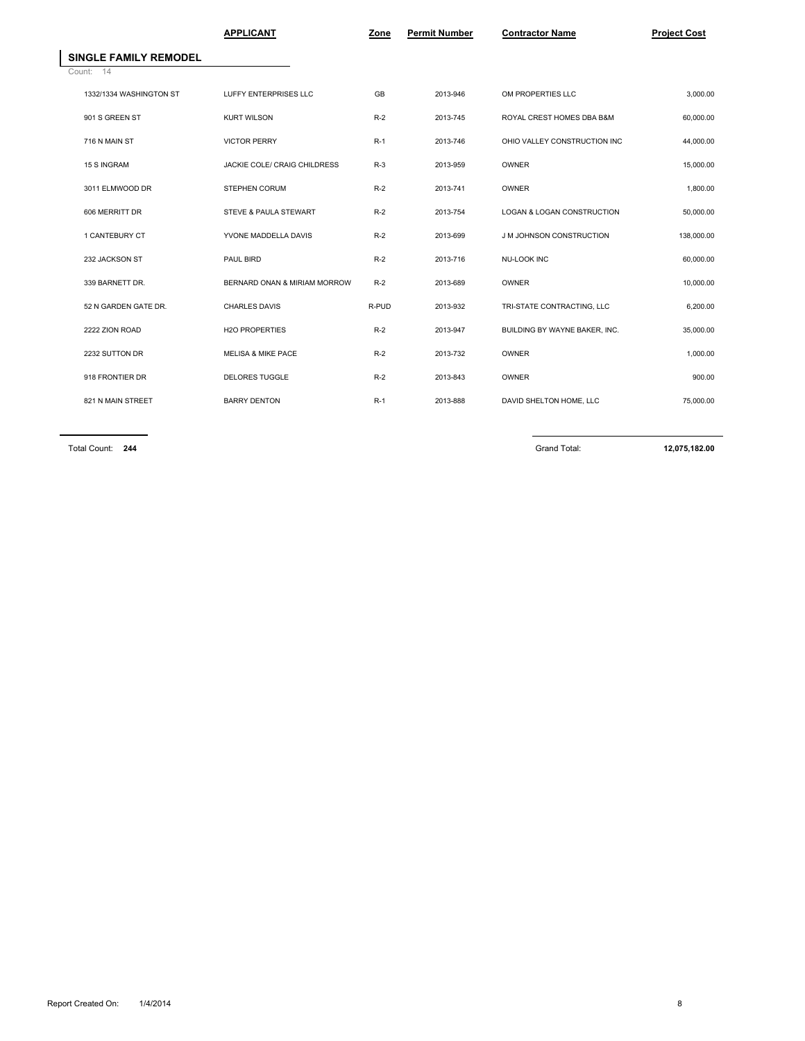| | APPLICANT | Zone | Permit Number | Contractor Name | Project Cost |
|---|---|---|---|---|---|

## SINGLE FAMILY REMODEL

Count: 14

| | | | | | |
|---|---|---|---|---|---|
| 1332/1334 WASHINGTON ST | LUFFY ENTERPRISES LLC | GB | 2013-946 | OM PROPERTIES LLC | 3,000.00 |
| 901 S GREEN ST | KURT WILSON | R-2 | 2013-745 | ROYAL CREST HOMES DBA B&M | 60,000.00 |
| 716 N MAIN ST | VICTOR PERRY | R-1 | 2013-746 | OHIO VALLEY CONSTRUCTION INC | 44,000.00 |
| 15 S INGRAM | JACKIE COLE/ CRAIG CHILDRESS | R-3 | 2013-959 | OWNER | 15,000.00 |
| 3011 ELMWOOD DR | STEPHEN CORUM | R-2 | 2013-741 | OWNER | 1,800.00 |
| 606 MERRITT DR | STEVE & PAULA STEWART | R-2 | 2013-754 | LOGAN & LOGAN CONSTRUCTION | 50,000.00 |
| 1 CANTEBURY CT | YVONE MADDELLA DAVIS | R-2 | 2013-699 | J M JOHNSON CONSTRUCTION | 138,000.00 |
| 232 JACKSON ST | PAUL BIRD | R-2 | 2013-716 | NU-LOOK INC | 60,000.00 |
| 339 BARNETT DR. | BERNARD ONAN & MIRIAM MORROW | R-2 | 2013-689 | OWNER | 10,000.00 |
| 52 N GARDEN GATE DR. | CHARLES DAVIS | R-PUD | 2013-932 | TRI-STATE CONTRACTING, LLC | 6,200.00 |
| 2222 ZION ROAD | H2O PROPERTIES | R-2 | 2013-947 | BUILDING BY WAYNE BAKER, INC. | 35,000.00 |
| 2232 SUTTON DR | MELISA & MIKE PACE | R-2 | 2013-732 | OWNER | 1,000.00 |
| 918 FRONTIER DR | DELORES TUGGLE | R-2 | 2013-843 | OWNER | 900.00 |
| 821 N MAIN STREET | BARRY DENTON | R-1 | 2013-888 | DAVID SHELTON HOME, LLC | 75,000.00 |

Total Count: **244**

Grand Total: **12,075,182.00**

Report Created On: 1/4/2014